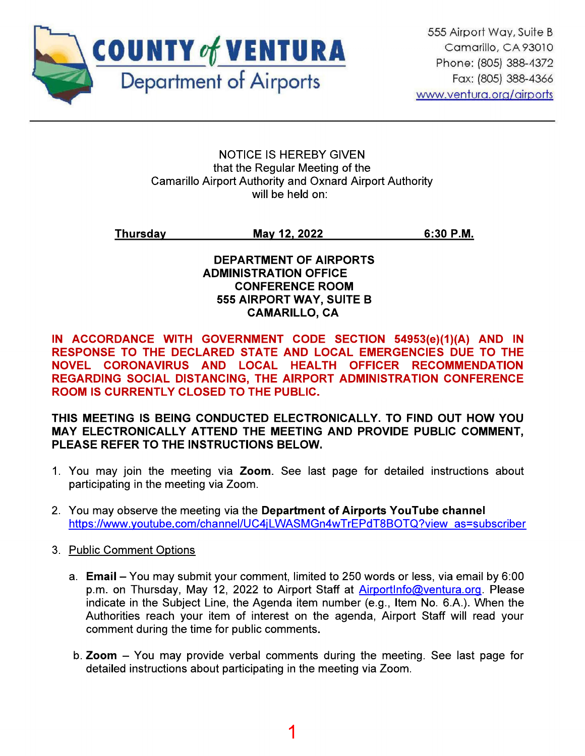**COUNTY of VENTURA**
**Department of Airports**

555 Airport Way, Suite B
Camarillo, CA 93010
Phone: (805) 388-4372
Fax: (805) 388-4366
www.ventura.org/airports

---

NOTICE IS HEREBY GIVEN
that the Regular Meeting of the
Camarillo Airport Authority and Oxnard Airport Authority
will be held on:

**Thursday** **May 12, 2022** **6:30 P.M.**

**DEPARTMENT OF AIRPORTS**
**ADMINISTRATION OFFICE**
**CONFERENCE ROOM**
**555 AIRPORT WAY, SUITE B**
**CAMARILLO, CA**

**IN ACCORDANCE WITH GOVERNMENT CODE SECTION 54953(e)(1)(A) AND IN RESPONSE TO THE DECLARED STATE AND LOCAL EMERGENCIES DUE TO THE NOVEL CORONAVIRUS AND LOCAL HEALTH OFFICER RECOMMENDATION REGARDING SOCIAL DISTANCING, THE AIRPORT ADMINISTRATION CONFERENCE ROOM IS CURRENTLY CLOSED TO THE PUBLIC.**

**THIS MEETING IS BEING CONDUCTED ELECTRONICALLY. TO FIND OUT HOW YOU MAY ELECTRONICALLY ATTEND THE MEETING AND PROVIDE PUBLIC COMMENT, PLEASE REFER TO THE INSTRUCTIONS BELOW.**

1. You may join the meeting via **Zoom**. See last page for detailed instructions about participating in the meeting via Zoom.

2. You may observe the meeting via the **Department of Airports YouTube channel** https://www.youtube.com/channel/UC4jLWASMGn4wTrEPdT8BOTQ?view_as=subscriber

3. Public Comment Options

   a. **Email** – You may submit your comment, limited to 250 words or less, via email by 6:00 p.m. on Thursday, May 12, 2022 to Airport Staff at AirportInfo@ventura.org. Please indicate in the Subject Line, the Agenda item number (e.g., Item No. 6.A.). When the Authorities reach your item of interest on the agenda, Airport Staff will read your comment during the time for public comments.

   b. **Zoom** – You may provide verbal comments during the meeting. See last page for detailed instructions about participating in the meeting via Zoom.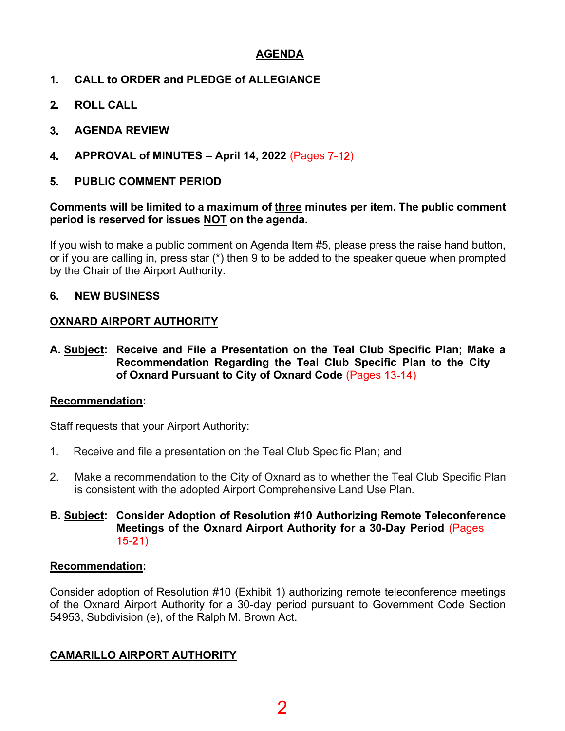# AGENDA

1. **CALL to ORDER and PLEDGE of ALLEGIANCE**

2. **ROLL CALL**

3. **AGENDA REVIEW**

4. **APPROVAL of MINUTES – April 14, 2022** (Pages 7-12)

5. **PUBLIC COMMENT PERIOD**

**Comments will be limited to a maximum of three minutes per item. The public comment period is reserved for issues NOT on the agenda.**

If you wish to make a public comment on Agenda Item #5, please press the raise hand button, or if you are calling in, press star (*) then 9 to be added to the speaker queue when prompted by the Chair of the Airport Authority.

6. **NEW BUSINESS**

## OXNARD AIRPORT AUTHORITY

**A. Subject: Receive and File a Presentation on the Teal Club Specific Plan; Make a Recommendation Regarding the Teal Club Specific Plan to the City of Oxnard Pursuant to City of Oxnard Code** (Pages 13-14)

**Recommendation:**

Staff requests that your Airport Authority:

1. Receive and file a presentation on the Teal Club Specific Plan; and

2. Make a recommendation to the City of Oxnard as to whether the Teal Club Specific Plan is consistent with the adopted Airport Comprehensive Land Use Plan.

**B. Subject: Consider Adoption of Resolution #10 Authorizing Remote Teleconference Meetings of the Oxnard Airport Authority for a 30-Day Period** (Pages 15-21)

**Recommendation:**

Consider adoption of Resolution #10 (Exhibit 1) authorizing remote teleconference meetings of the Oxnard Airport Authority for a 30-day period pursuant to Government Code Section 54953, Subdivision (e), of the Ralph M. Brown Act.

## CAMARILLO AIRPORT AUTHORITY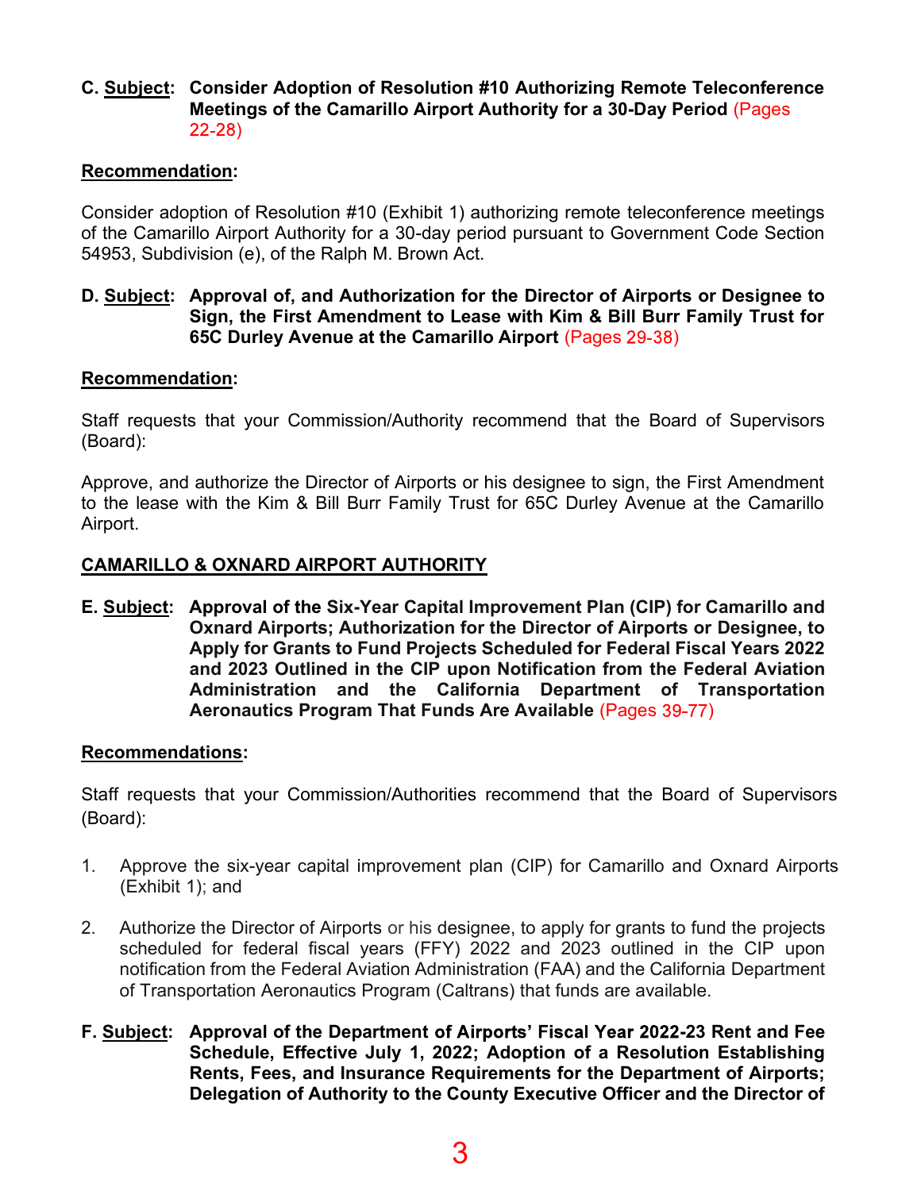**C. <u>Subject</u>: Consider Adoption of Resolution #10 Authorizing Remote Teleconference Meetings of the Camarillo Airport Authority for a 30-Day Period** (Pages 22-28)

**<u>Recommendation</u>:**

Consider adoption of Resolution #10 (Exhibit 1) authorizing remote teleconference meetings of the Camarillo Airport Authority for a 30-day period pursuant to Government Code Section 54953, Subdivision (e), of the Ralph M. Brown Act.

**D. <u>Subject</u>: Approval of, and Authorization for the Director of Airports or Designee to Sign, the First Amendment to Lease with Kim & Bill Burr Family Trust for 65C Durley Avenue at the Camarillo Airport** (Pages 29-38)

**<u>Recommendation</u>:**

Staff requests that your Commission/Authority recommend that the Board of Supervisors (Board):

Approve, and authorize the Director of Airports or his designee to sign, the First Amendment to the lease with the Kim & Bill Burr Family Trust for 65C Durley Avenue at the Camarillo Airport.

**<u>CAMARILLO & OXNARD AIRPORT AUTHORITY</u>**

**E. <u>Subject</u>: Approval of the Six-Year Capital Improvement Plan (CIP) for Camarillo and Oxnard Airports; Authorization for the Director of Airports or Designee, to Apply for Grants to Fund Projects Scheduled for Federal Fiscal Years 2022 and 2023 Outlined in the CIP upon Notification from the Federal Aviation Administration and the California Department of Transportation Aeronautics Program That Funds Are Available** (Pages 39-77)

**<u>Recommendations</u>:**

Staff requests that your Commission/Authorities recommend that the Board of Supervisors (Board):

1. Approve the six-year capital improvement plan (CIP) for Camarillo and Oxnard Airports (Exhibit 1); and

2. Authorize the Director of Airports or his designee, to apply for grants to fund the projects scheduled for federal fiscal years (FFY) 2022 and 2023 outlined in the CIP upon notification from the Federal Aviation Administration (FAA) and the California Department of Transportation Aeronautics Program (Caltrans) that funds are available.

**F. <u>Subject</u>: Approval of the Department of Airports' Fiscal Year 2022-23 Rent and Fee Schedule, Effective July 1, 2022; Adoption of a Resolution Establishing Rents, Fees, and Insurance Requirements for the Department of Airports; Delegation of Authority to the County Executive Officer and the Director of**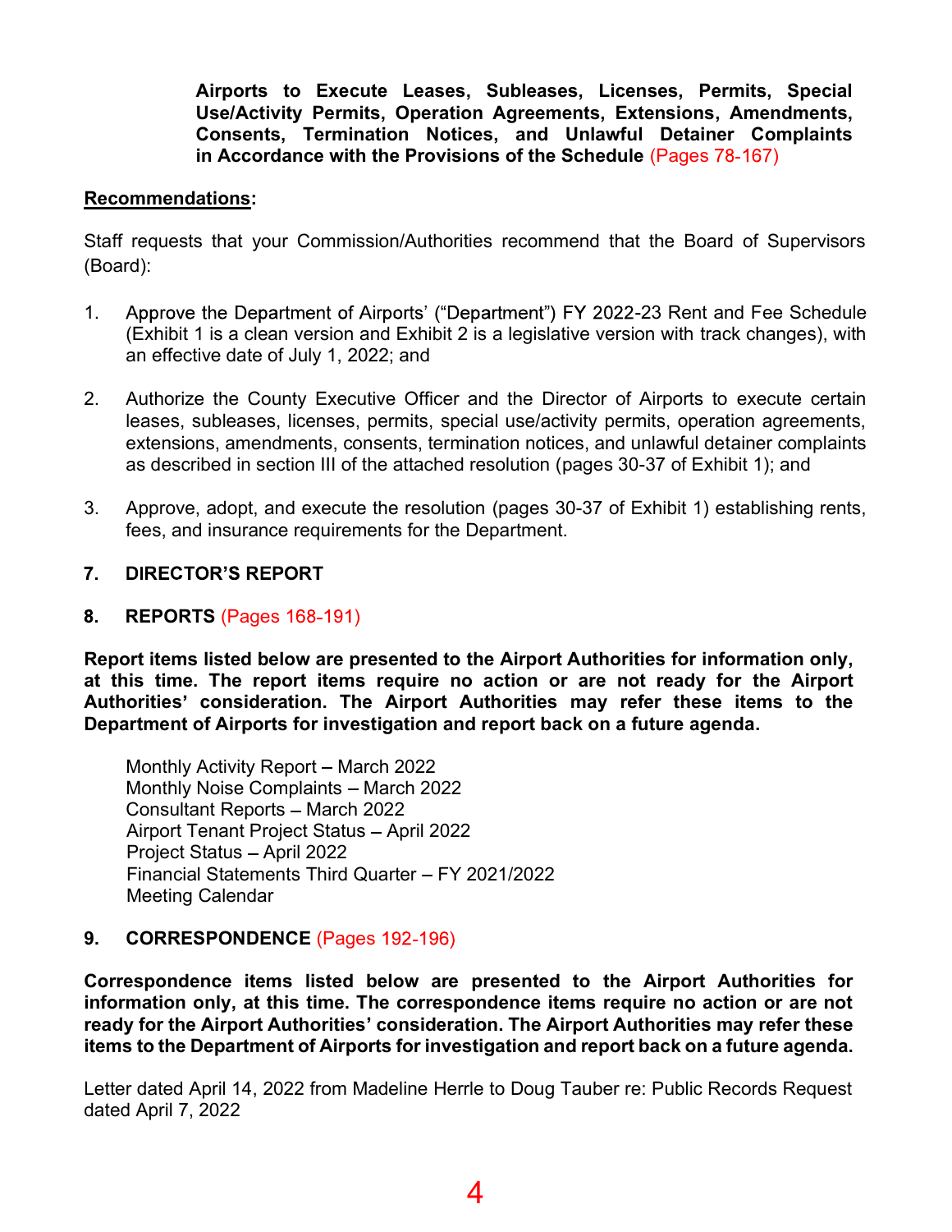**Airports to Execute Leases, Subleases, Licenses, Permits, Special Use/Activity Permits, Operation Agreements, Extensions, Amendments, Consents, Termination Notices, and Unlawful Detainer Complaints in Accordance with the Provisions of the Schedule** (Pages 78-167)

**Recommendations:**

Staff requests that your Commission/Authorities recommend that the Board of Supervisors (Board):

1. Approve the Department of Airports' ("Department") FY 2022-23 Rent and Fee Schedule (Exhibit 1 is a clean version and Exhibit 2 is a legislative version with track changes), with an effective date of July 1, 2022; and

2. Authorize the County Executive Officer and the Director of Airports to execute certain leases, subleases, licenses, permits, special use/activity permits, operation agreements, extensions, amendments, consents, termination notices, and unlawful detainer complaints as described in section III of the attached resolution (pages 30-37 of Exhibit 1); and

3. Approve, adopt, and execute the resolution (pages 30-37 of Exhibit 1) establishing rents, fees, and insurance requirements for the Department.

## 7. DIRECTOR'S REPORT

## 8. REPORTS (Pages 168-191)

**Report items listed below are presented to the Airport Authorities for information only, at this time. The report items require no action or are not ready for the Airport Authorities' consideration. The Airport Authorities may refer these items to the Department of Airports for investigation and report back on a future agenda.**

Monthly Activity Report – March 2022
Monthly Noise Complaints – March 2022
Consultant Reports – March 2022
Airport Tenant Project Status – April 2022
Project Status – April 2022
Financial Statements Third Quarter – FY 2021/2022
Meeting Calendar

## 9. CORRESPONDENCE (Pages 192-196)

**Correspondence items listed below are presented to the Airport Authorities for information only, at this time. The correspondence items require no action or are not ready for the Airport Authorities' consideration. The Airport Authorities may refer these items to the Department of Airports for investigation and report back on a future agenda.**

Letter dated April 14, 2022 from Madeline Herrle to Doug Tauber re: Public Records Request dated April 7, 2022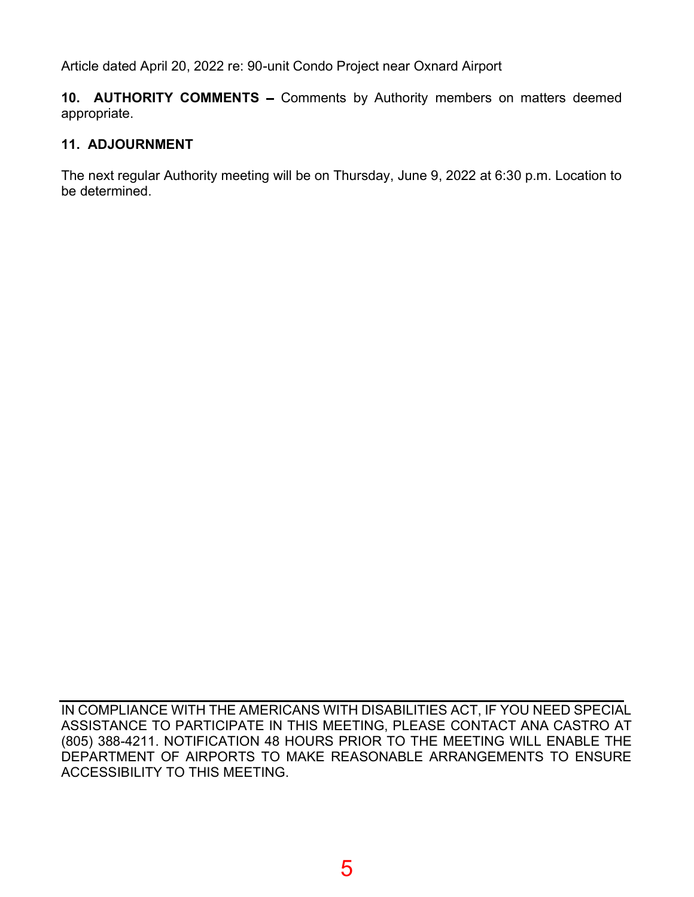Article dated April 20, 2022 re: 90-unit Condo Project near Oxnard Airport

**10. AUTHORITY COMMENTS –** Comments by Authority members on matters deemed appropriate.

**11. ADJOURNMENT**

The next regular Authority meeting will be on Thursday, June 9, 2022 at 6:30 p.m. Location to be determined.

---

IN COMPLIANCE WITH THE AMERICANS WITH DISABILITIES ACT, IF YOU NEED SPECIAL ASSISTANCE TO PARTICIPATE IN THIS MEETING, PLEASE CONTACT ANA CASTRO AT (805) 388-4211. NOTIFICATION 48 HOURS PRIOR TO THE MEETING WILL ENABLE THE DEPARTMENT OF AIRPORTS TO MAKE REASONABLE ARRANGEMENTS TO ENSURE ACCESSIBILITY TO THIS MEETING.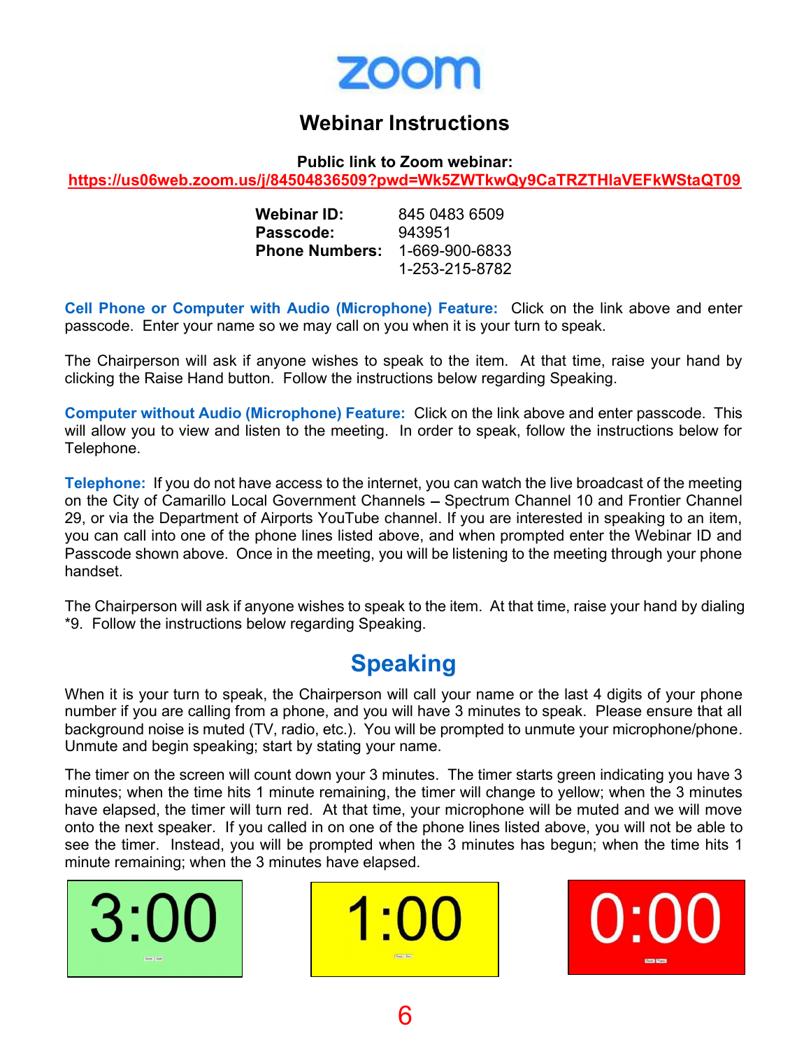zoom

# Webinar Instructions

**Public link to Zoom webinar:**
https://us06web.zoom.us/j/84504836509?pwd=Wk5ZWTkwQy9CaTRZTHlaVEFkWStaQT09

| | |
|---|---|
| **Webinar ID:** | 845 0483 6509 |
| **Passcode:** | 943951 |
| **Phone Numbers:** | 1-669-900-6833 |
| | 1-253-215-8782 |

**Cell Phone or Computer with Audio (Microphone) Feature:** Click on the link above and enter passcode. Enter your name so we may call on you when it is your turn to speak.

The Chairperson will ask if anyone wishes to speak to the item. At that time, raise your hand by clicking the Raise Hand button. Follow the instructions below regarding Speaking.

**Computer without Audio (Microphone) Feature:** Click on the link above and enter passcode. This will allow you to view and listen to the meeting. In order to speak, follow the instructions below for Telephone.

**Telephone:** If you do not have access to the internet, you can watch the live broadcast of the meeting on the City of Camarillo Local Government Channels – Spectrum Channel 10 and Frontier Channel 29, or via the Department of Airports YouTube channel. If you are interested in speaking to an item, you can call into one of the phone lines listed above, and when prompted enter the Webinar ID and Passcode shown above. Once in the meeting, you will be listening to the meeting through your phone handset.

The Chairperson will ask if anyone wishes to speak to the item. At that time, raise your hand by dialing *9. Follow the instructions below regarding Speaking.

## Speaking

When it is your turn to speak, the Chairperson will call your name or the last 4 digits of your phone number if you are calling from a phone, and you will have 3 minutes to speak. Please ensure that all background noise is muted (TV, radio, etc.). You will be prompted to unmute your microphone/phone. Unmute and begin speaking; start by stating your name.

The timer on the screen will count down your 3 minutes. The timer starts green indicating you have 3 minutes; when the time hits 1 minute remaining, the timer will change to yellow; when the 3 minutes have elapsed, the timer will turn red. At that time, your microphone will be muted and we will move onto the next speaker. If you called in on one of the phone lines listed above, you will not be able to see the timer. Instead, you will be prompted when the 3 minutes has begun; when the time hits 1 minute remaining; when the 3 minutes have elapsed.

3:00

1:00

0:00